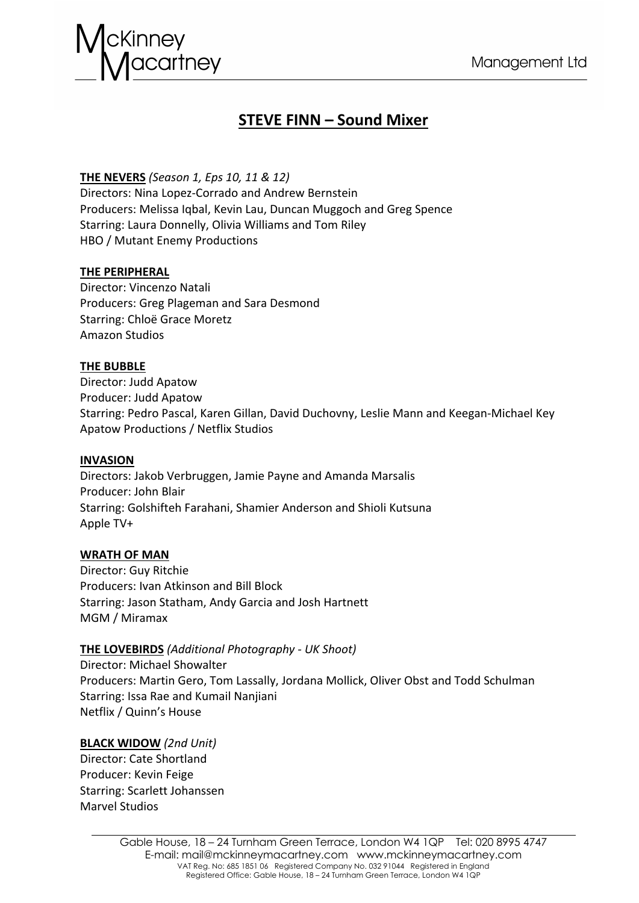# STEVE FINN – Sound Mixer

**THE NEVERS** *(Season 1, Eps 10, 11 & 12)*
Directors: Nina Lopez-Corrado and Andrew Bernstein
Producers: Melissa Iqbal, Kevin Lau, Duncan Muggoch and Greg Spence
Starring: Laura Donnelly, Olivia Williams and Tom Riley
HBO / Mutant Enemy Productions

**THE PERIPHERAL**
Director: Vincenzo Natali
Producers: Greg Plageman and Sara Desmond
Starring: Chloë Grace Moretz
Amazon Studios

**THE BUBBLE**
Director: Judd Apatow
Producer: Judd Apatow
Starring: Pedro Pascal, Karen Gillan, David Duchovny, Leslie Mann and Keegan-Michael Key
Apatow Productions / Netflix Studios

**INVASION**
Directors: Jakob Verbruggen, Jamie Payne and Amanda Marsalis
Producer: John Blair
Starring: Golshifteh Farahani, Shamier Anderson and Shioli Kutsuna
Apple TV+

**WRATH OF MAN**
Director: Guy Ritchie
Producers: Ivan Atkinson and Bill Block
Starring: Jason Statham, Andy Garcia and Josh Hartnett
MGM / Miramax

**THE LOVEBIRDS** *(Additional Photography - UK Shoot)*
Director: Michael Showalter
Producers: Martin Gero, Tom Lassally, Jordana Mollick, Oliver Obst and Todd Schulman
Starring: Issa Rae and Kumail Nanjiani
Netflix / Quinn's House

**BLACK WIDOW** *(2nd Unit)*
Director: Cate Shortland
Producer: Kevin Feige
Starring: Scarlett Johanssen
Marvel Studios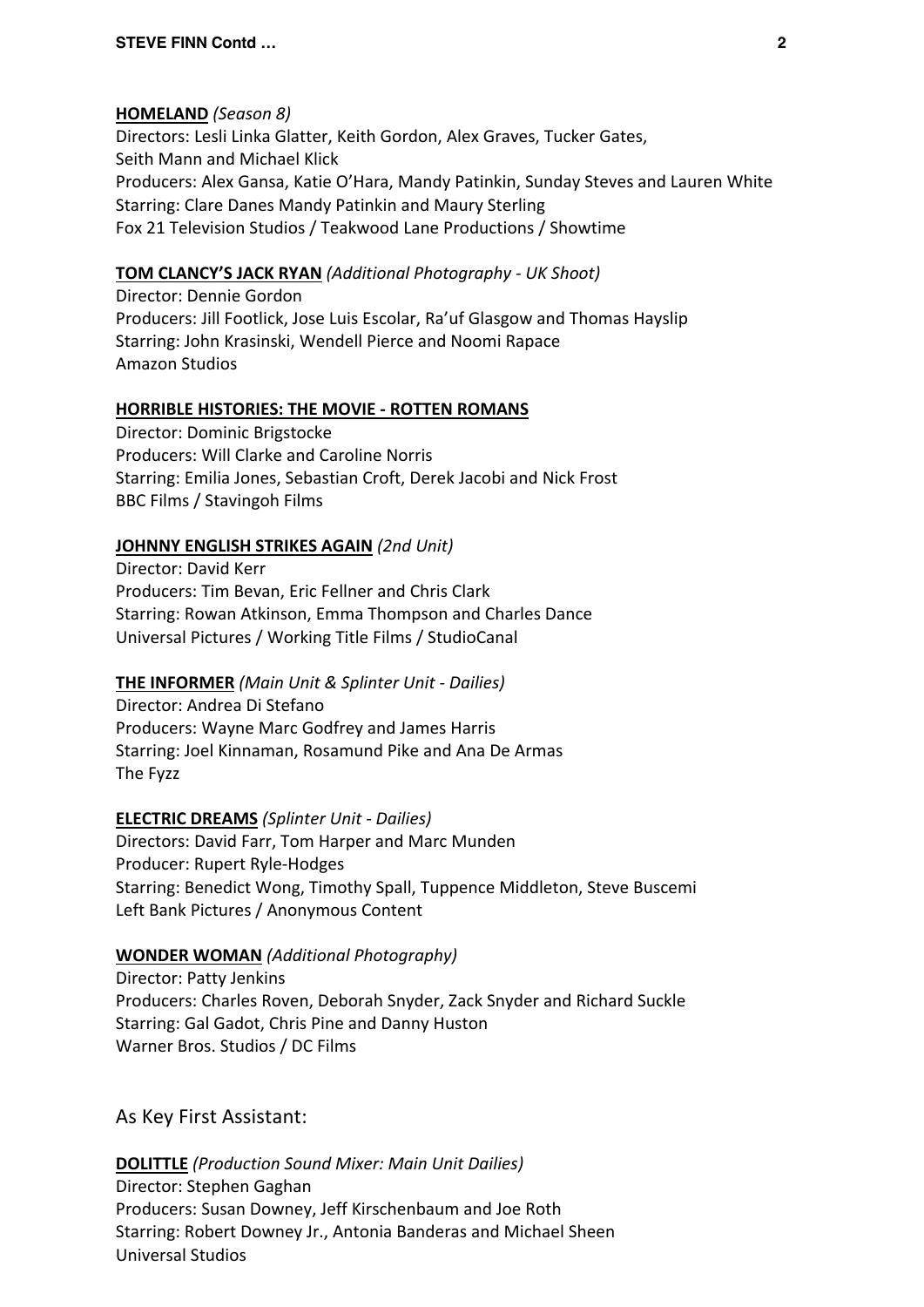**<u>HOMELAND</u>** *(Season 8)*
Directors: Lesli Linka Glatter, Keith Gordon, Alex Graves, Tucker Gates, Seith Mann and Michael Klick
Producers: Alex Gansa, Katie O'Hara, Mandy Patinkin, Sunday Steves and Lauren White
Starring: Clare Danes Mandy Patinkin and Maury Sterling
Fox 21 Television Studios / Teakwood Lane Productions / Showtime

**<u>TOM CLANCY'S JACK RYAN</u>** *(Additional Photography - UK Shoot)*
Director: Dennie Gordon
Producers: Jill Footlick, Jose Luis Escolar, Ra'uf Glasgow and Thomas Hayslip
Starring: John Krasinski, Wendell Pierce and Noomi Rapace
Amazon Studios

**<u>HORRIBLE HISTORIES: THE MOVIE - ROTTEN ROMANS</u>**
Director: Dominic Brigstocke
Producers: Will Clarke and Caroline Norris
Starring: Emilia Jones, Sebastian Croft, Derek Jacobi and Nick Frost
BBC Films / Stavingoh Films

**<u>JOHNNY ENGLISH STRIKES AGAIN</u>** *(2nd Unit)*
Director: David Kerr
Producers: Tim Bevan, Eric Fellner and Chris Clark
Starring: Rowan Atkinson, Emma Thompson and Charles Dance
Universal Pictures / Working Title Films / StudioCanal

**<u>THE INFORMER</u>** *(Main Unit & Splinter Unit - Dailies)*
Director: Andrea Di Stefano
Producers: Wayne Marc Godfrey and James Harris
Starring: Joel Kinnaman, Rosamund Pike and Ana De Armas
The Fyzz

**<u>ELECTRIC DREAMS</u>** *(Splinter Unit - Dailies)*
Directors: David Farr, Tom Harper and Marc Munden
Producer: Rupert Ryle-Hodges
Starring: Benedict Wong, Timothy Spall, Tuppence Middleton, Steve Buscemi
Left Bank Pictures / Anonymous Content

**<u>WONDER WOMAN</u>** *(Additional Photography)*
Director: Patty Jenkins
Producers: Charles Roven, Deborah Snyder, Zack Snyder and Richard Suckle
Starring: Gal Gadot, Chris Pine and Danny Huston
Warner Bros. Studios / DC Films

## As Key First Assistant:

**<u>DOLITTLE</u>** *(Production Sound Mixer: Main Unit Dailies)*
Director: Stephen Gaghan
Producers: Susan Downey, Jeff Kirschenbaum and Joe Roth
Starring: Robert Downey Jr., Antonia Banderas and Michael Sheen
Universal Studios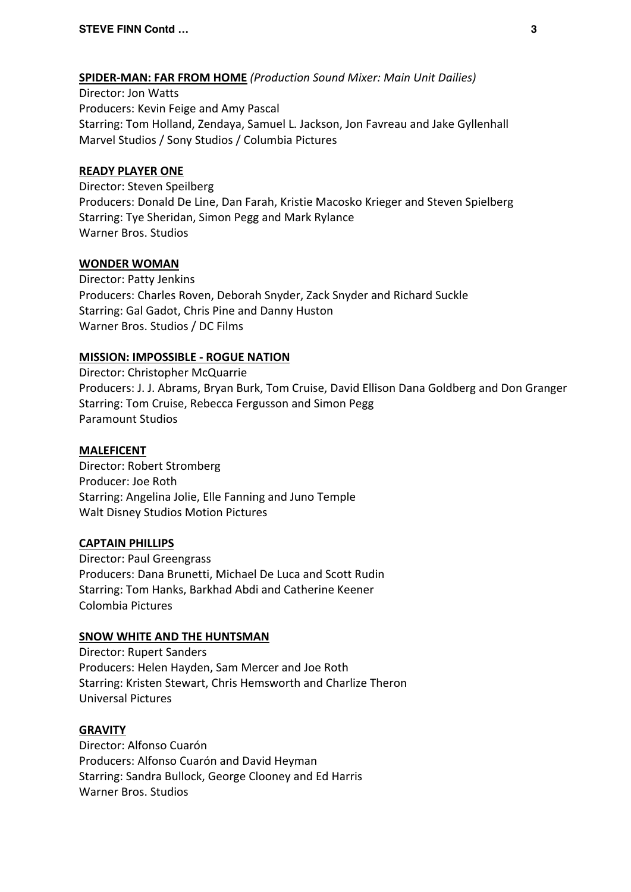**SPIDER-MAN: FAR FROM HOME** *(Production Sound Mixer: Main Unit Dailies)*
Director: Jon Watts
Producers: Kevin Feige and Amy Pascal
Starring: Tom Holland, Zendaya, Samuel L. Jackson, Jon Favreau and Jake Gyllenhall
Marvel Studios / Sony Studios / Columbia Pictures

**READY PLAYER ONE**
Director: Steven Speilberg
Producers: Donald De Line, Dan Farah, Kristie Macosko Krieger and Steven Spielberg
Starring: Tye Sheridan, Simon Pegg and Mark Rylance
Warner Bros. Studios

**WONDER WOMAN**
Director: Patty Jenkins
Producers: Charles Roven, Deborah Snyder, Zack Snyder and Richard Suckle
Starring: Gal Gadot, Chris Pine and Danny Huston
Warner Bros. Studios / DC Films

**MISSION: IMPOSSIBLE - ROGUE NATION**
Director: Christopher McQuarrie
Producers: J. J. Abrams, Bryan Burk, Tom Cruise, David Ellison Dana Goldberg and Don Granger
Starring: Tom Cruise, Rebecca Fergusson and Simon Pegg
Paramount Studios

**MALEFICENT**
Director: Robert Stromberg
Producer: Joe Roth
Starring: Angelina Jolie, Elle Fanning and Juno Temple
Walt Disney Studios Motion Pictures

**CAPTAIN PHILLIPS**
Director: Paul Greengrass
Producers: Dana Brunetti, Michael De Luca and Scott Rudin
Starring: Tom Hanks, Barkhad Abdi and Catherine Keener
Colombia Pictures

**SNOW WHITE AND THE HUNTSMAN**
Director: Rupert Sanders
Producers: Helen Hayden, Sam Mercer and Joe Roth
Starring: Kristen Stewart, Chris Hemsworth and Charlize Theron
Universal Pictures

**GRAVITY**
Director: Alfonso Cuarón
Producers: Alfonso Cuarón and David Heyman
Starring: Sandra Bullock, George Clooney and Ed Harris
Warner Bros. Studios